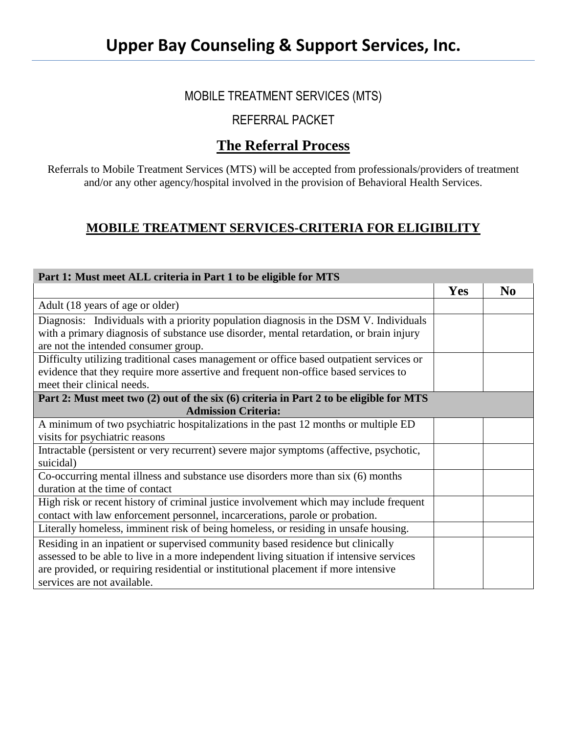# Upper Bay Counseling & Support Services, Inc.

MOBILE TREATMENT SERVICES (MTS)

REFERRAL PACKET

## The Referral Process

Referrals to Mobile Treatment Services (MTS) will be accepted from professionals/providers of treatment and/or any other agency/hospital involved in the provision of Behavioral Health Services.

## MOBILE TREATMENT SERVICES-CRITERIA FOR ELIGIBILITY

| **Part 1: Must meet ALL criteria in Part 1 to be eligible for MTS** | | |
|---|---|---|
| | **Yes** | **No** |
| Adult (18 years of age or older) | | |
| Diagnosis: Individuals with a priority population diagnosis in the DSM V. Individuals with a primary diagnosis of substance use disorder, mental retardation, or brain injury are not the intended consumer group. | | |
| Difficulty utilizing traditional cases management or office based outpatient services or evidence that they require more assertive and frequent non-office based services to meet their clinical needs. | | |
| **Part 2: Must meet two (2) out of the six (6) criteria in Part 2 to be eligible for MTS Admission Criteria:** | | |
| A minimum of two psychiatric hospitalizations in the past 12 months or multiple ED visits for psychiatric reasons | | |
| Intractable (persistent or very recurrent) severe major symptoms (affective, psychotic, suicidal) | | |
| Co-occurring mental illness and substance use disorders more than six (6) months duration at the time of contact | | |
| High risk or recent history of criminal justice involvement which may include frequent contact with law enforcement personnel, incarcerations, parole or probation. | | |
| Literally homeless, imminent risk of being homeless, or residing in unsafe housing. | | |
| Residing in an inpatient or supervised community based residence but clinically assessed to be able to live in a more independent living situation if intensive services are provided, or requiring residential or institutional placement if more intensive services are not available. | | |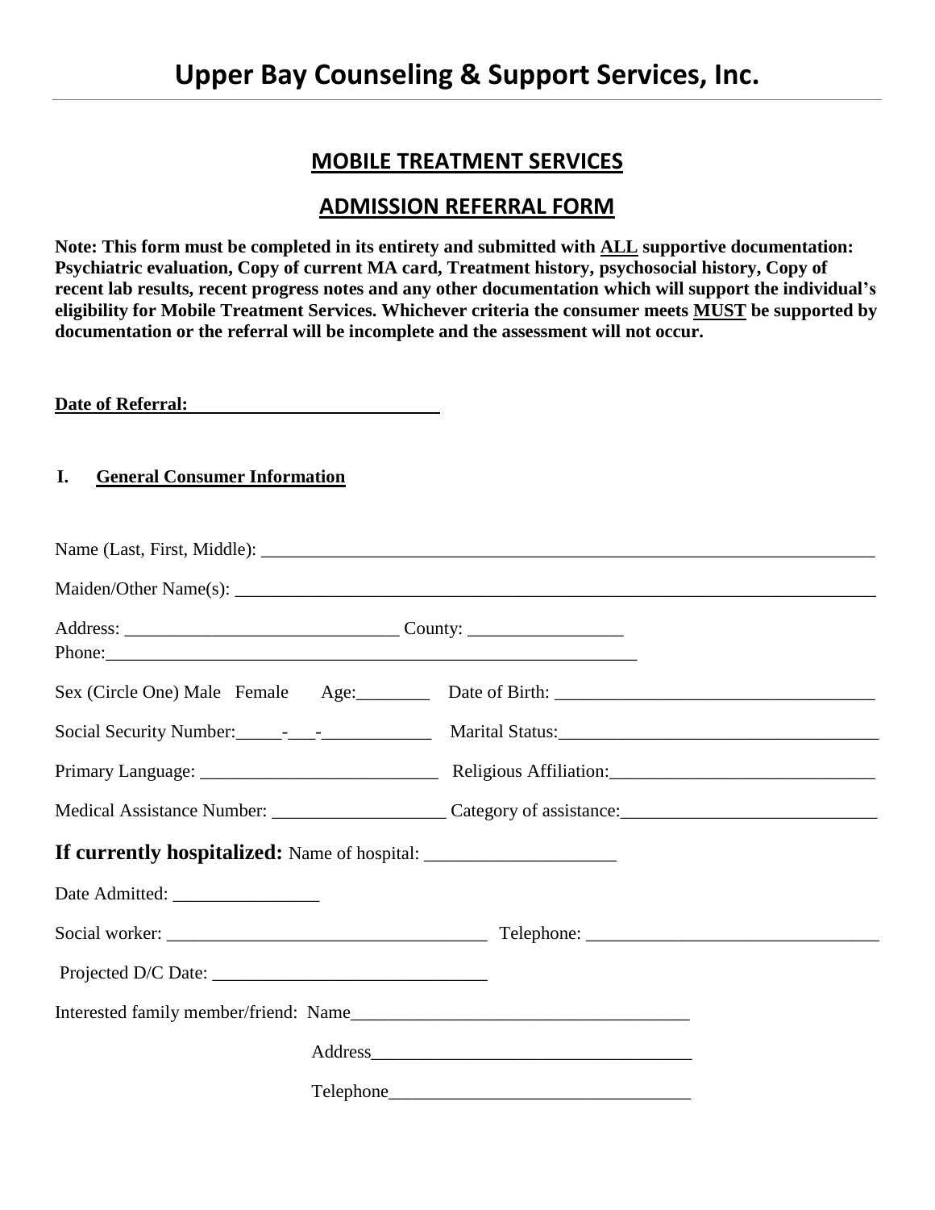# Upper Bay Counseling & Support Services, Inc.

## MOBILE TREATMENT SERVICES

## ADMISSION REFERRAL FORM

**Note: This form must be completed in its entirety and submitted with ALL supportive documentation: Psychiatric evaluation, Copy of current MA card, Treatment history, psychosocial history, Copy of recent lab results, recent progress notes and any other documentation which will support the individual's eligibility for Mobile Treatment Services. Whichever criteria the consumer meets MUST be supported by documentation or the referral will be incomplete and the assessment will not occur.**

**Date of Referral:** ___________________________

### I. General Consumer Information

Name (Last, First, Middle): ______________________________________________________________________

Maiden/Other Name(s): __________________________________________________________________________

Address: ______________________________ County: _________________

Phone:____________________________________________________________

Sex (Circle One) Male Female Age:________ Date of Birth: ___________________________________

Social Security Number:_____-___-____________ Marital Status:___________________________________

Primary Language: __________________________ Religious Affiliation:_____________________________

Medical Assistance Number: ___________________ Category of assistance:___________________________

**If currently hospitalized:** Name of hospital: ____________________

Date Admitted: ________________

Social worker: ___________________________________ Telephone: _______________________________

Projected D/C Date: ______________________________

Interested family member/friend: Name_____________________________________

Address___________________________________

Telephone________________________________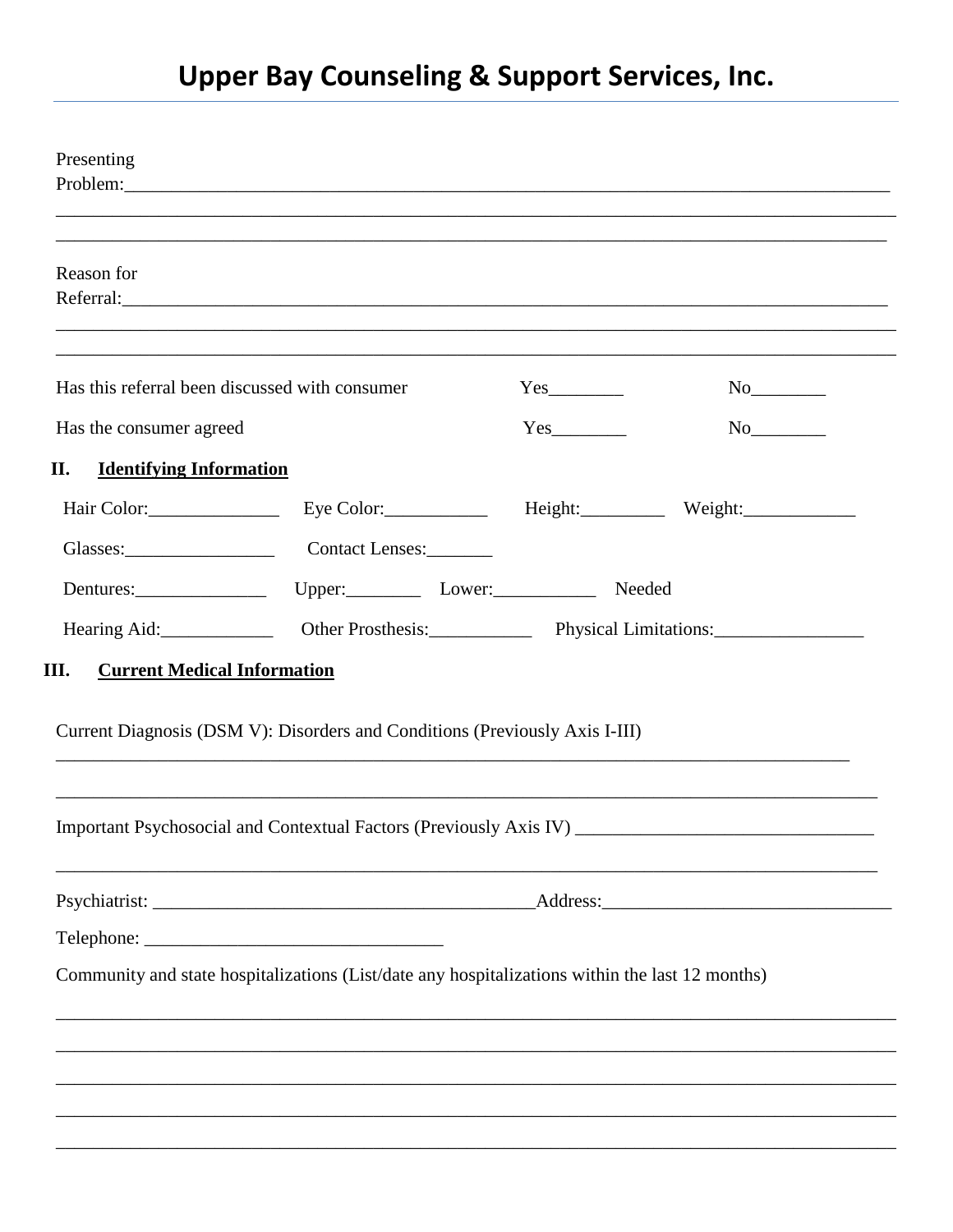# Upper Bay Counseling & Support Services, Inc.

Presenting Problem:_______________________________________________________________________________
_____________________________________________________________________________________________
_____________________________________________________________________________________________

Reason for Referral:_______________________________________________________________________________
_____________________________________________________________________________________________
_____________________________________________________________________________________________

Has this referral been discussed with consumer Yes________ No________

Has the consumer agreed Yes________ No________

## II. Identifying Information

Hair Color:______________ Eye Color:___________ Height:_________ Weight:____________

Glasses:________________ Contact Lenses:_______

Dentures:______________ Upper:________ Lower:___________ Needed

Hearing Aid:____________ Other Prosthesis:___________ Physical Limitations:________________

## III. Current Medical Information

Current Diagnosis (DSM V): Disorders and Conditions (Previously Axis I-III)
_____________________________________________________________________________________________
_____________________________________________________________________________________________

Important Psychosocial and Contextual Factors (Previously Axis IV) ________________________________
_____________________________________________________________________________________________

Psychiatrist: _________________________________________Address:_______________________________

Telephone: ________________________________

Community and state hospitalizations (List/date any hospitalizations within the last 12 months)
_____________________________________________________________________________________________
_____________________________________________________________________________________________
_____________________________________________________________________________________________
_____________________________________________________________________________________________
_____________________________________________________________________________________________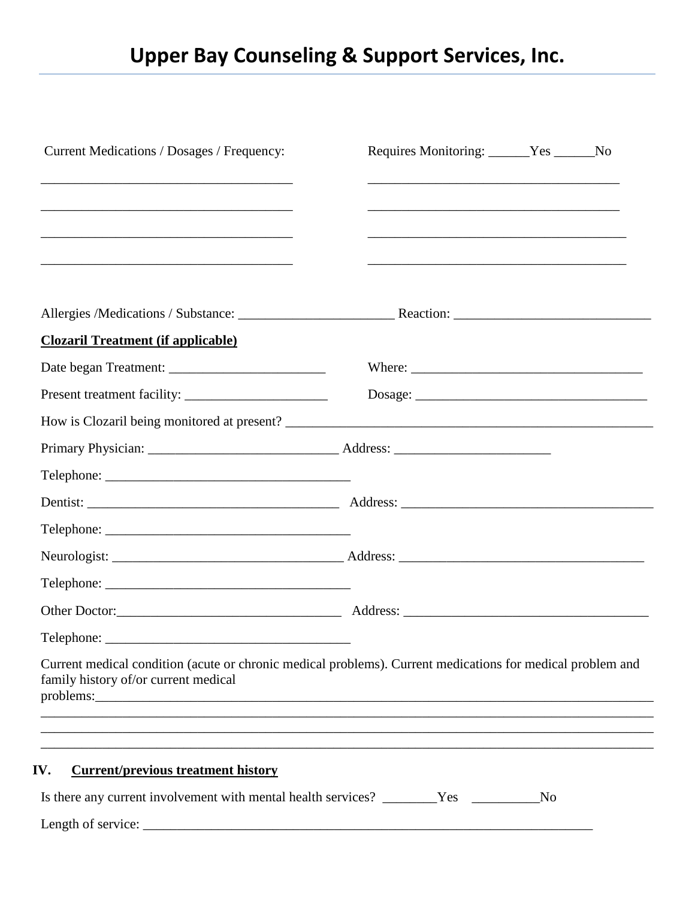# Upper Bay Counseling & Support Services, Inc.

Current Medications / Dosages / Frequency: Requires Monitoring: ______Yes ______No

_____________________________________ _____________________________________

_____________________________________ _____________________________________

_____________________________________ _____________________________________

_____________________________________ _____________________________________

Allergies /Medications / Substance: _______________________ Reaction: _____________________________

**Clozaril Treatment (if applicable)**

Date began Treatment: _______________________ Where: __________________________________

Present treatment facility: _____________________ Dosage: __________________________________

How is Clozaril being monitored at present? ______________________________________________________

Primary Physician: ____________________________ Address: _______________________

Telephone: _____________________________________

Dentist: _____________________________________ Address: ______________________________________

Telephone: _____________________________________

Neurologist: __________________________________ Address: ____________________________________

Telephone: _____________________________________

Other Doctor:_________________________________ Address: ____________________________________

Telephone: _____________________________________

Current medical condition (acute or chronic medical problems). Current medications for medical problem and family history of/or current medical problems:_______________________________________________________________________________
_____________________________________________________________________________________________
_____________________________________________________________________________________________
_____________________________________________________________________________________________

## IV. Current/previous treatment history

Is there any current involvement with mental health services? ________Yes __________No

Length of service: ______________________________________________________________________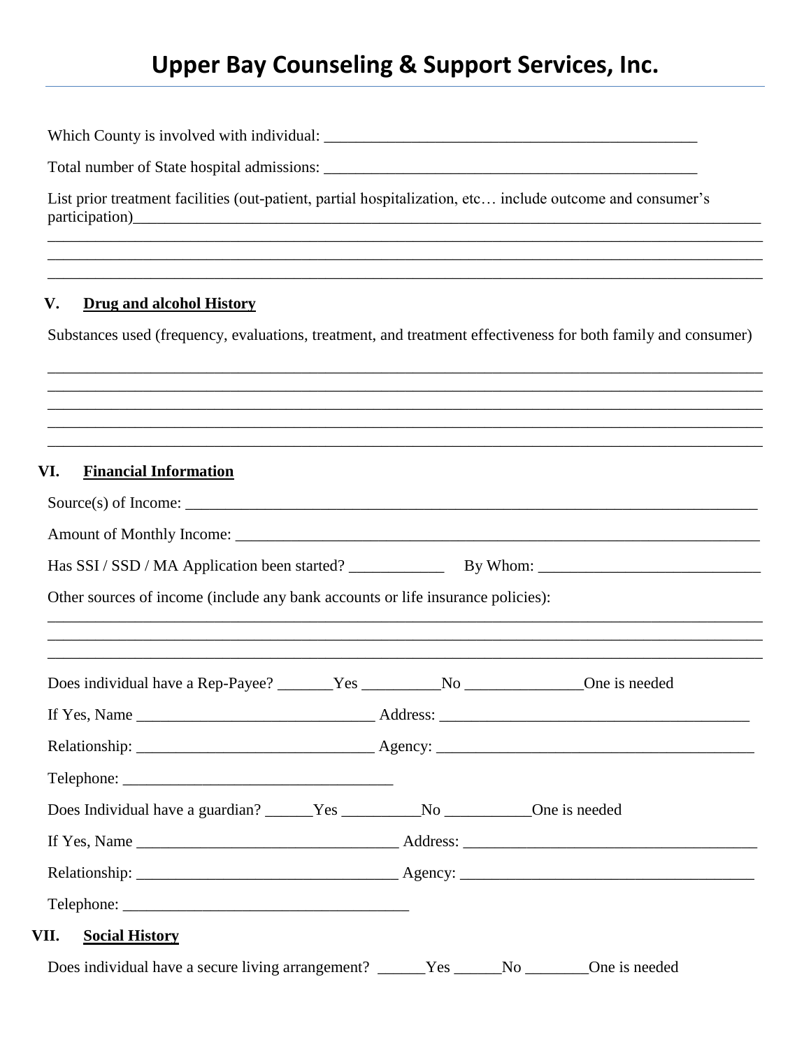# Upper Bay Counseling & Support Services, Inc.

Which County is involved with individual: _______________________________________________

Total number of State hospital admissions: _______________________________________________

List prior treatment facilities (out-patient, partial hospitalization, etc… include outcome and consumer's participation)________________________________________________________________________________
________________________________________________________________________________________
________________________________________________________________________________________
________________________________________________________________________________________

## V. Drug and alcohol History

Substances used (frequency, evaluations, treatment, and treatment effectiveness for both family and consumer)

________________________________________________________________________________________
________________________________________________________________________________________
________________________________________________________________________________________
________________________________________________________________________________________
________________________________________________________________________________________

## VI. Financial Information

Source(s) of Income: _______________________________________________________________________

Amount of Monthly Income: __________________________________________________________________

Has SSI / SSD / MA Application been started? ____________ By Whom: ____________________________

Other sources of income (include any bank accounts or life insurance policies):
________________________________________________________________________________________
________________________________________________________________________________________
________________________________________________________________________________________

Does individual have a Rep-Payee? _______Yes __________No _______________One is needed

If Yes, Name ______________________________ Address: ________________________________________

Relationship: ______________________________ Agency: _________________________________________

Telephone: __________________________________

Does Individual have a guardian? ______Yes __________No ___________One is needed

If Yes, Name _________________________________ Address: _____________________________________

Relationship: _________________________________ Agency: _____________________________________

Telephone: ____________________________________

## VII. Social History

Does individual have a secure living arrangement? ______Yes ______No ________One is needed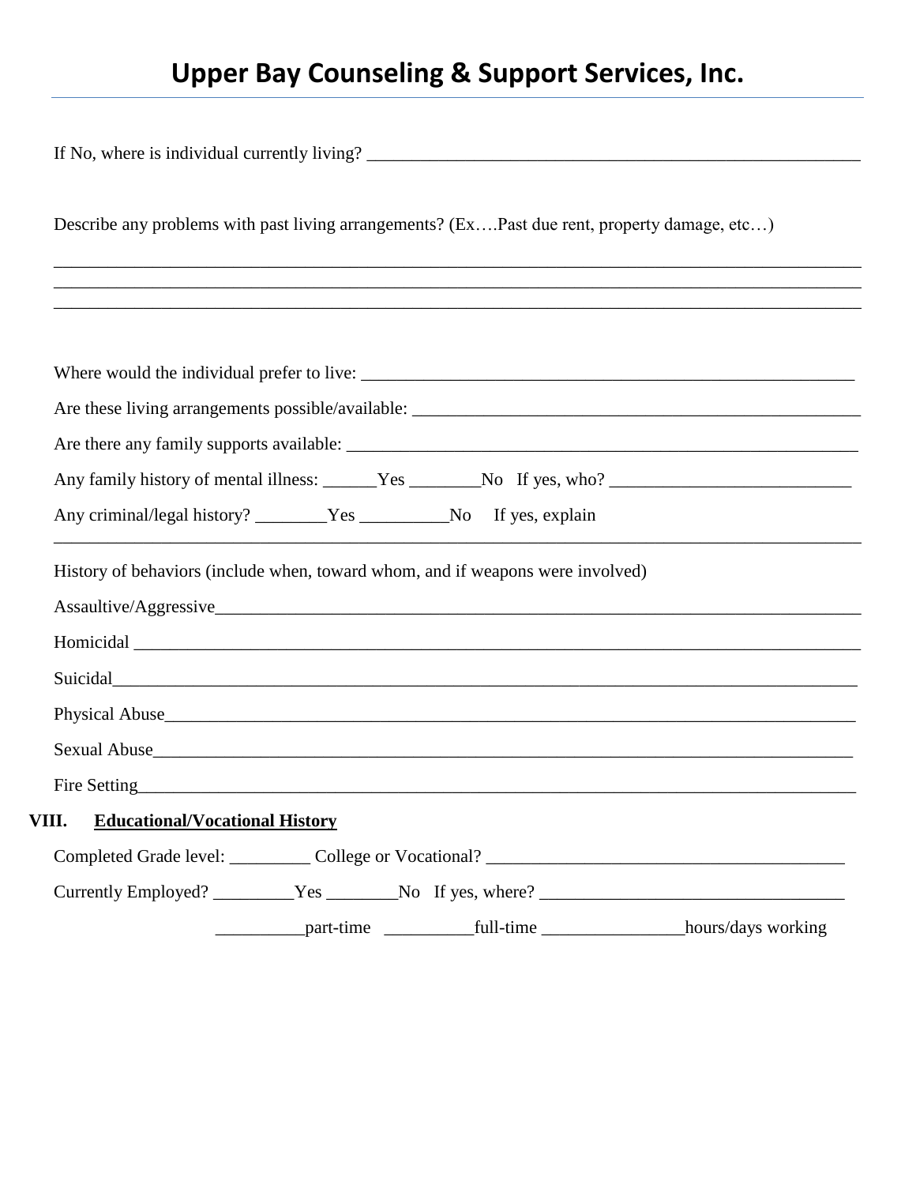# Upper Bay Counseling & Support Services, Inc.

If No, where is individual currently living? ________________________________________________________

Describe any problems with past living arrangements? (Ex….Past due rent, property damage, etc…)

______________________________________________________________________________________
______________________________________________________________________________________
______________________________________________________________________________________

Where would the individual prefer to live: ______________________________________________________

Are these living arrangements possible/available: _________________________________________________

Are there any family supports available: _______________________________________________________

Any family history of mental illness: ______Yes ________No If yes, who? ___________________________

Any criminal/legal history? ________Yes __________No If yes, explain
______________________________________________________________________________________

History of behaviors (include when, toward whom, and if weapons were involved)

Assaultive/Aggressive___________________________________________________________________

Homicidal ____________________________________________________________________________

Suicidal______________________________________________________________________________

Physical Abuse_________________________________________________________________________

Sexual Abuse__________________________________________________________________________

Fire Setting___________________________________________________________________________

## VIII. Educational/Vocational History

Completed Grade level: _________ College or Vocational? ________________________________________

Currently Employed? _________Yes ________No If yes, where? __________________________________

__________part-time __________full-time ________________hours/days working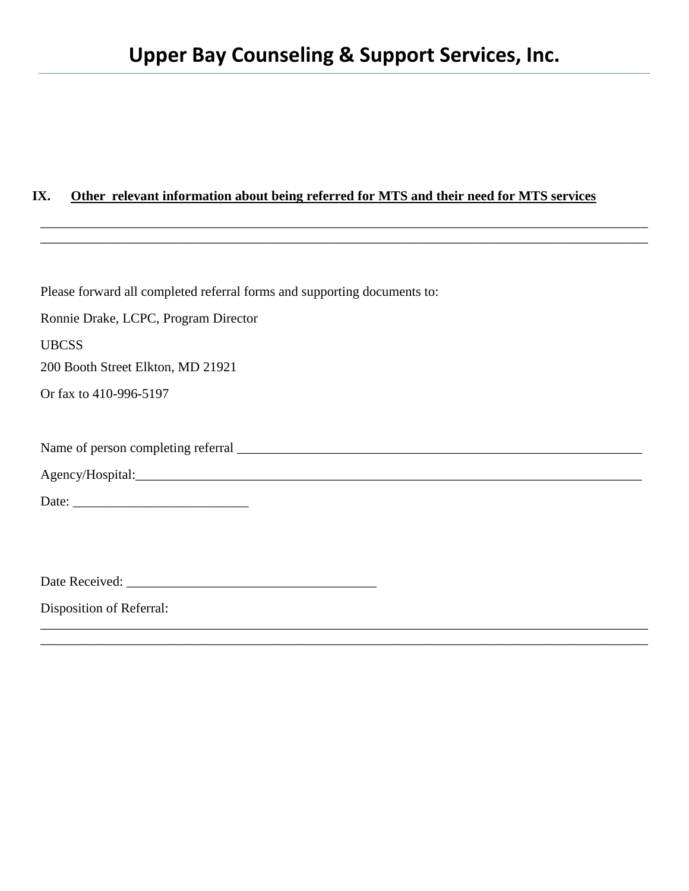**IX. Other relevant information about being referred for MTS and their need for MTS services**

______________________________________________________________________________________________
______________________________________________________________________________________________

Please forward all completed referral forms and supporting documents to:

Ronnie Drake, LCPC, Program Director

UBCSS
200 Booth Street Elkton, MD 21921

Or fax to 410-996-5197

Name of person completing referral ________________________________________________________________

Agency/Hospital:_________________________________________________________________________________

Date: __________________________

Date Received: _____________________________________

Disposition of Referral:
______________________________________________________________________________________________
______________________________________________________________________________________________